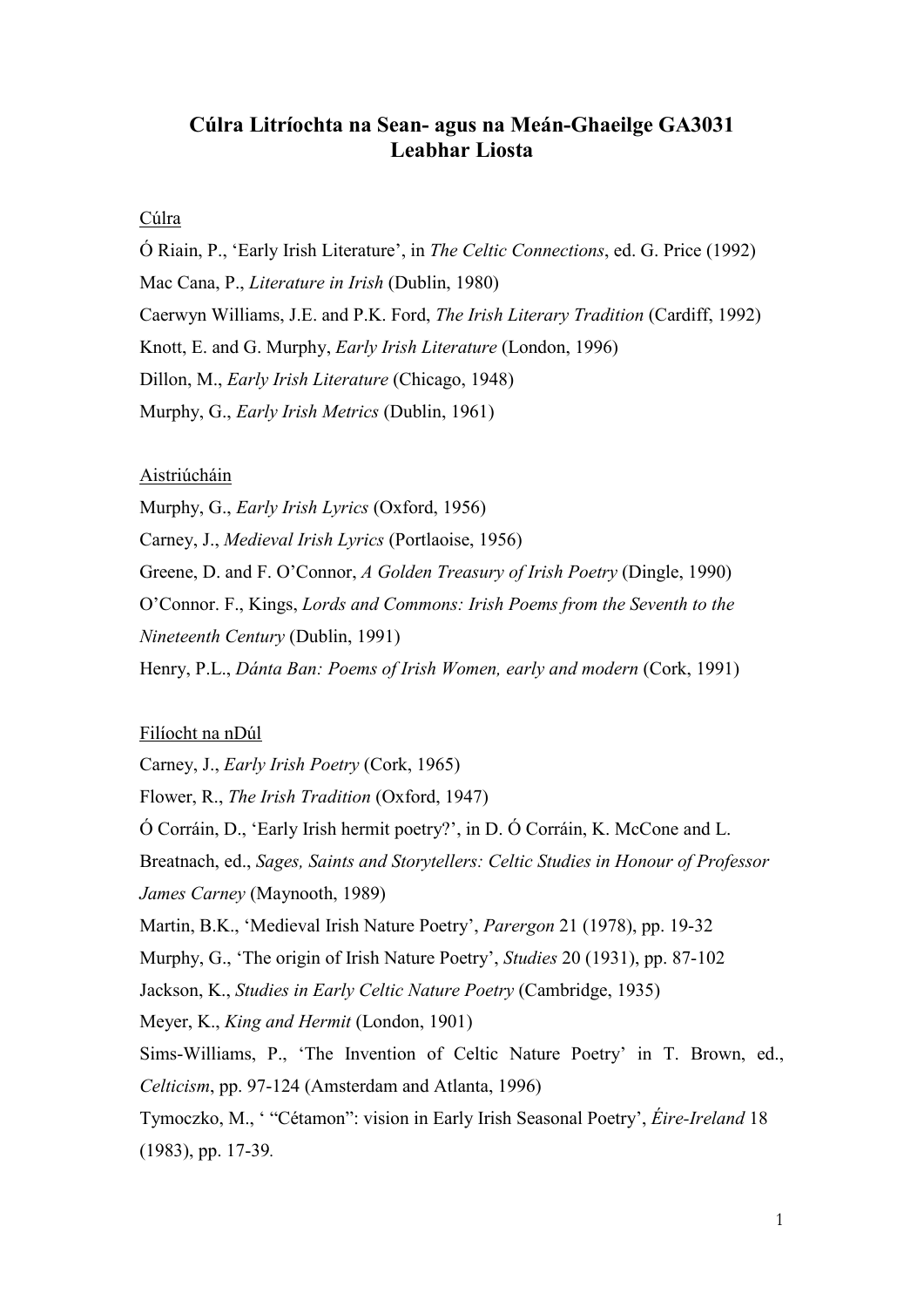# Cúlra Litríochta na Sean- agus na Meán-Ghaeilge GA3031
## Leabhar Liosta

### Cúlra

Ó Riain, P., 'Early Irish Literature', in *The Celtic Connections*, ed. G. Price (1992)

Mac Cana, P., *Literature in Irish* (Dublin, 1980)

Caerwyn Williams, J.E. and P.K. Ford, *The Irish Literary Tradition* (Cardiff, 1992)

Knott, E. and G. Murphy, *Early Irish Literature* (London, 1996)

Dillon, M., *Early Irish Literature* (Chicago, 1948)

Murphy, G., *Early Irish Metrics* (Dublin, 1961)

### Aistriúcháin

Murphy, G., *Early Irish Lyrics* (Oxford, 1956)

Carney, J., *Medieval Irish Lyrics* (Portlaoise, 1956)

Greene, D. and F. O'Connor, *A Golden Treasury of Irish Poetry* (Dingle, 1990)

O'Connor. F., Kings, *Lords and Commons: Irish Poems from the Seventh to the Nineteenth Century* (Dublin, 1991)

Henry, P.L., *Dánta Ban: Poems of Irish Women, early and modern* (Cork, 1991)

### Filíocht na nDúl

Carney, J., *Early Irish Poetry* (Cork, 1965)

Flower, R., *The Irish Tradition* (Oxford, 1947)

Ó Corráin, D., 'Early Irish hermit poetry?', in D. Ó Corráin, K. McCone and L. Breatnach, ed., *Sages, Saints and Storytellers: Celtic Studies in Honour of Professor James Carney* (Maynooth, 1989)

Martin, B.K., 'Medieval Irish Nature Poetry', *Parergon* 21 (1978), pp. 19-32

Murphy, G., 'The origin of Irish Nature Poetry', *Studies* 20 (1931), pp. 87-102

Jackson, K., *Studies in Early Celtic Nature Poetry* (Cambridge, 1935)

Meyer, K., *King and Hermit* (London, 1901)

Sims-Williams, P., 'The Invention of Celtic Nature Poetry' in T. Brown, ed., *Celticism*, pp. 97-124 (Amsterdam and Atlanta, 1996)

Tymoczko, M., ' "Cétamon": vision in Early Irish Seasonal Poetry', *Éire-Ireland* 18 (1983), pp. 17-39.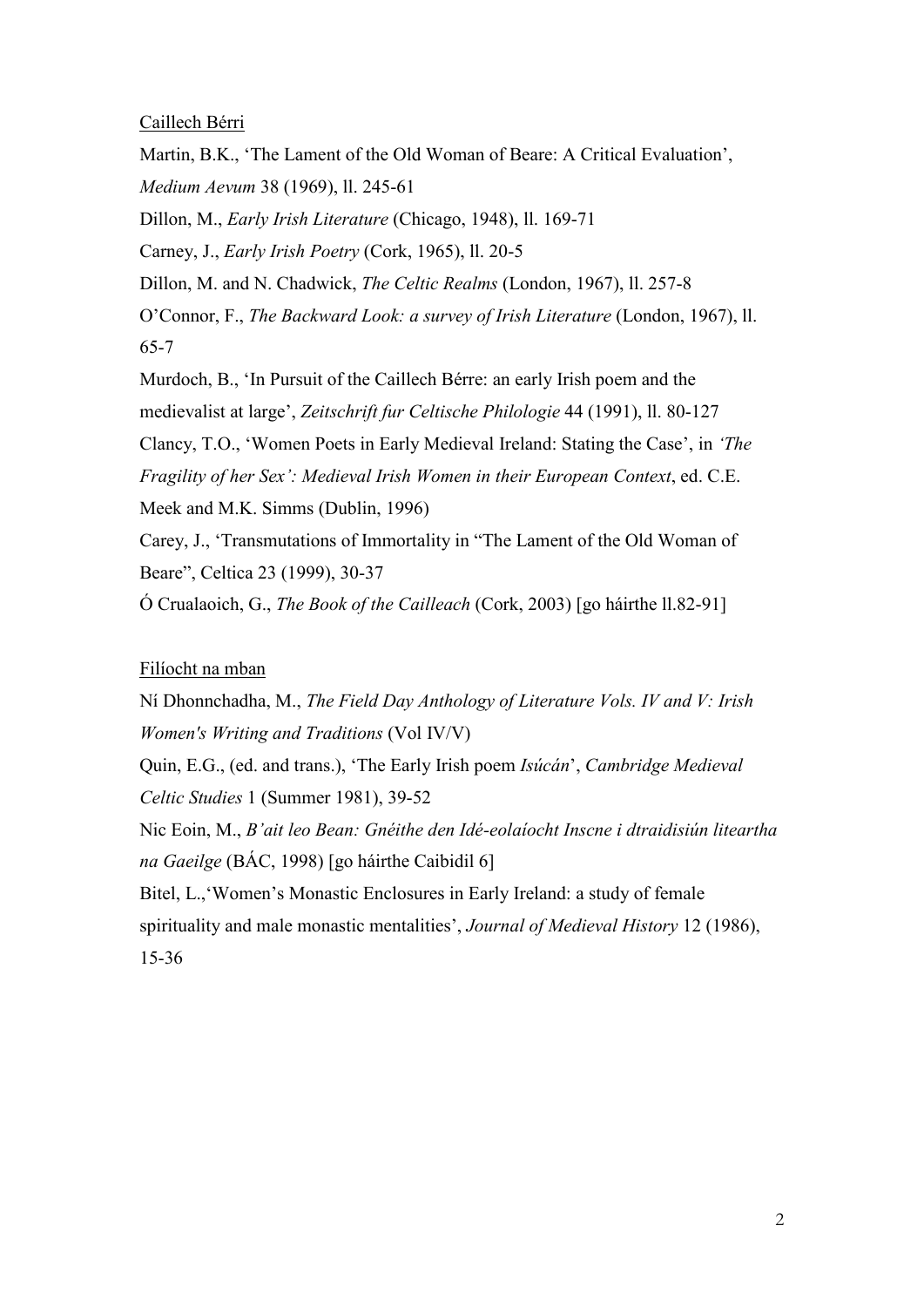Caillech Bérri

Martin, B.K., 'The Lament of the Old Woman of Beare: A Critical Evaluation', *Medium Aevum* 38 (1969), ll. 245-61

Dillon, M., *Early Irish Literature* (Chicago, 1948), ll. 169-71

Carney, J., *Early Irish Poetry* (Cork, 1965), ll. 20-5

Dillon, M. and N. Chadwick, *The Celtic Realms* (London, 1967), ll. 257-8

O'Connor, F., *The Backward Look: a survey of Irish Literature* (London, 1967), ll. 65-7

Murdoch, B., 'In Pursuit of the Caillech Bérre: an early Irish poem and the medievalist at large', *Zeitschrift fur Celtische Philologie* 44 (1991), ll. 80-127

Clancy, T.O., 'Women Poets in Early Medieval Ireland: Stating the Case', in *'The Fragility of her Sex': Medieval Irish Women in their European Context*, ed. C.E. Meek and M.K. Simms (Dublin, 1996)

Carey, J., 'Transmutations of Immortality in "The Lament of the Old Woman of Beare", Celtica 23 (1999), 30-37

Ó Crualaoich, G., *The Book of the Cailleach* (Cork, 2003) [go háirthe ll.82-91]

Filíocht na mban

Ní Dhonnchadha, M., *The Field Day Anthology of Literature Vols. IV and V: Irish Women's Writing and Traditions* (Vol IV/V)

Quin, E.G., (ed. and trans.), 'The Early Irish poem *Isúcán*', *Cambridge Medieval Celtic Studies* 1 (Summer 1981), 39-52

Nic Eoin, M., *B'ait leo Bean: Gnéithe den Idé-eolaíocht Inscne i dtraidisiún liteartha na Gaeilge* (BÁC, 1998) [go háirthe Caibidil 6]

Bitel, L.,'Women's Monastic Enclosures in Early Ireland: a study of female spirituality and male monastic mentalities', *Journal of Medieval History* 12 (1986), 15-36